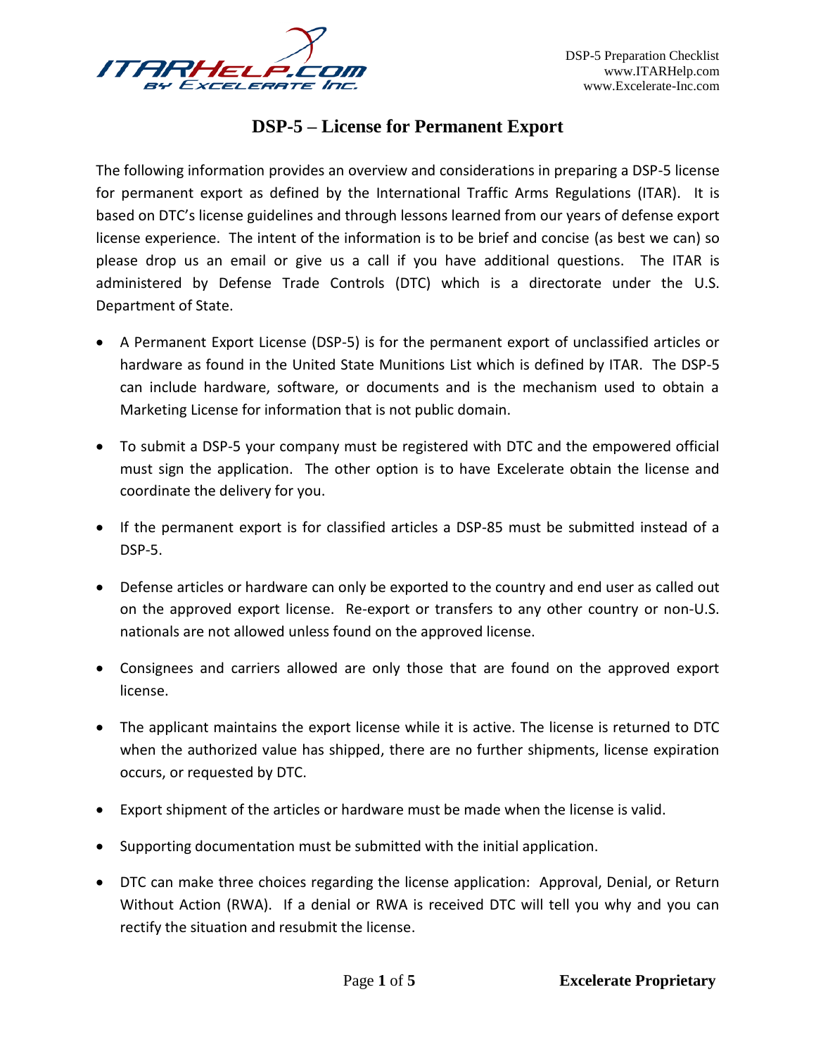# DSP-5 – License for Permanent Export

The following information provides an overview and considerations in preparing a DSP-5 license for permanent export as defined by the International Traffic Arms Regulations (ITAR). It is based on DTC's license guidelines and through lessons learned from our years of defense export license experience. The intent of the information is to be brief and concise (as best we can) so please drop us an email or give us a call if you have additional questions. The ITAR is administered by Defense Trade Controls (DTC) which is a directorate under the U.S. Department of State.

- A Permanent Export License (DSP-5) is for the permanent export of unclassified articles or hardware as found in the United State Munitions List which is defined by ITAR. The DSP-5 can include hardware, software, or documents and is the mechanism used to obtain a Marketing License for information that is not public domain.
- To submit a DSP-5 your company must be registered with DTC and the empowered official must sign the application. The other option is to have Excelerate obtain the license and coordinate the delivery for you.
- If the permanent export is for classified articles a DSP-85 must be submitted instead of a DSP-5.
- Defense articles or hardware can only be exported to the country and end user as called out on the approved export license. Re-export or transfers to any other country or non-U.S. nationals are not allowed unless found on the approved license.
- Consignees and carriers allowed are only those that are found on the approved export license.
- The applicant maintains the export license while it is active. The license is returned to DTC when the authorized value has shipped, there are no further shipments, license expiration occurs, or requested by DTC.
- Export shipment of the articles or hardware must be made when the license is valid.
- Supporting documentation must be submitted with the initial application.
- DTC can make three choices regarding the license application: Approval, Denial, or Return Without Action (RWA). If a denial or RWA is received DTC will tell you why and you can rectify the situation and resubmit the license.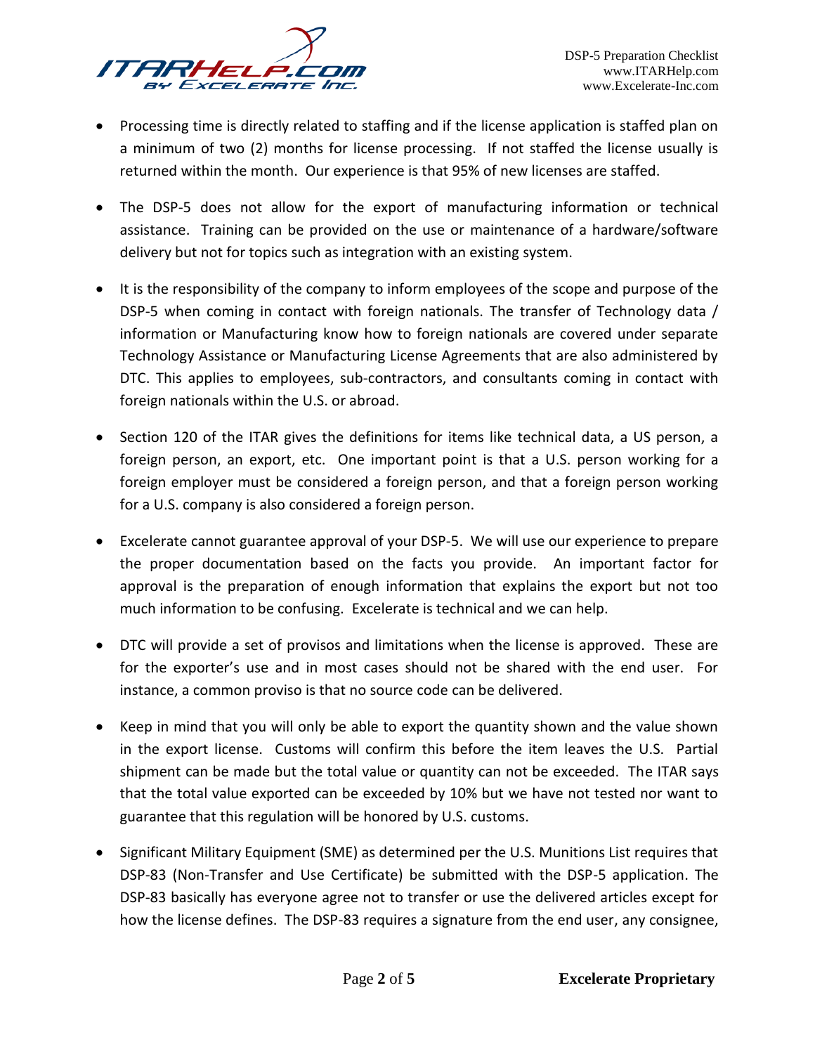- Processing time is directly related to staffing and if the license application is staffed plan on a minimum of two (2) months for license processing. If not staffed the license usually is returned within the month. Our experience is that 95% of new licenses are staffed.

- The DSP-5 does not allow for the export of manufacturing information or technical assistance. Training can be provided on the use or maintenance of a hardware/software delivery but not for topics such as integration with an existing system.

- It is the responsibility of the company to inform employees of the scope and purpose of the DSP-5 when coming in contact with foreign nationals. The transfer of Technology data / information or Manufacturing know how to foreign nationals are covered under separate Technology Assistance or Manufacturing License Agreements that are also administered by DTC. This applies to employees, sub-contractors, and consultants coming in contact with foreign nationals within the U.S. or abroad.

- Section 120 of the ITAR gives the definitions for items like technical data, a US person, a foreign person, an export, etc. One important point is that a U.S. person working for a foreign employer must be considered a foreign person, and that a foreign person working for a U.S. company is also considered a foreign person.

- Excelerate cannot guarantee approval of your DSP-5. We will use our experience to prepare the proper documentation based on the facts you provide. An important factor for approval is the preparation of enough information that explains the export but not too much information to be confusing. Excelerate is technical and we can help.

- DTC will provide a set of provisos and limitations when the license is approved. These are for the exporter's use and in most cases should not be shared with the end user. For instance, a common proviso is that no source code can be delivered.

- Keep in mind that you will only be able to export the quantity shown and the value shown in the export license. Customs will confirm this before the item leaves the U.S. Partial shipment can be made but the total value or quantity can not be exceeded. The ITAR says that the total value exported can be exceeded by 10% but we have not tested nor want to guarantee that this regulation will be honored by U.S. customs.

- Significant Military Equipment (SME) as determined per the U.S. Munitions List requires that DSP-83 (Non-Transfer and Use Certificate) be submitted with the DSP-5 application. The DSP-83 basically has everyone agree not to transfer or use the delivered articles except for how the license defines. The DSP-83 requires a signature from the end user, any consignee,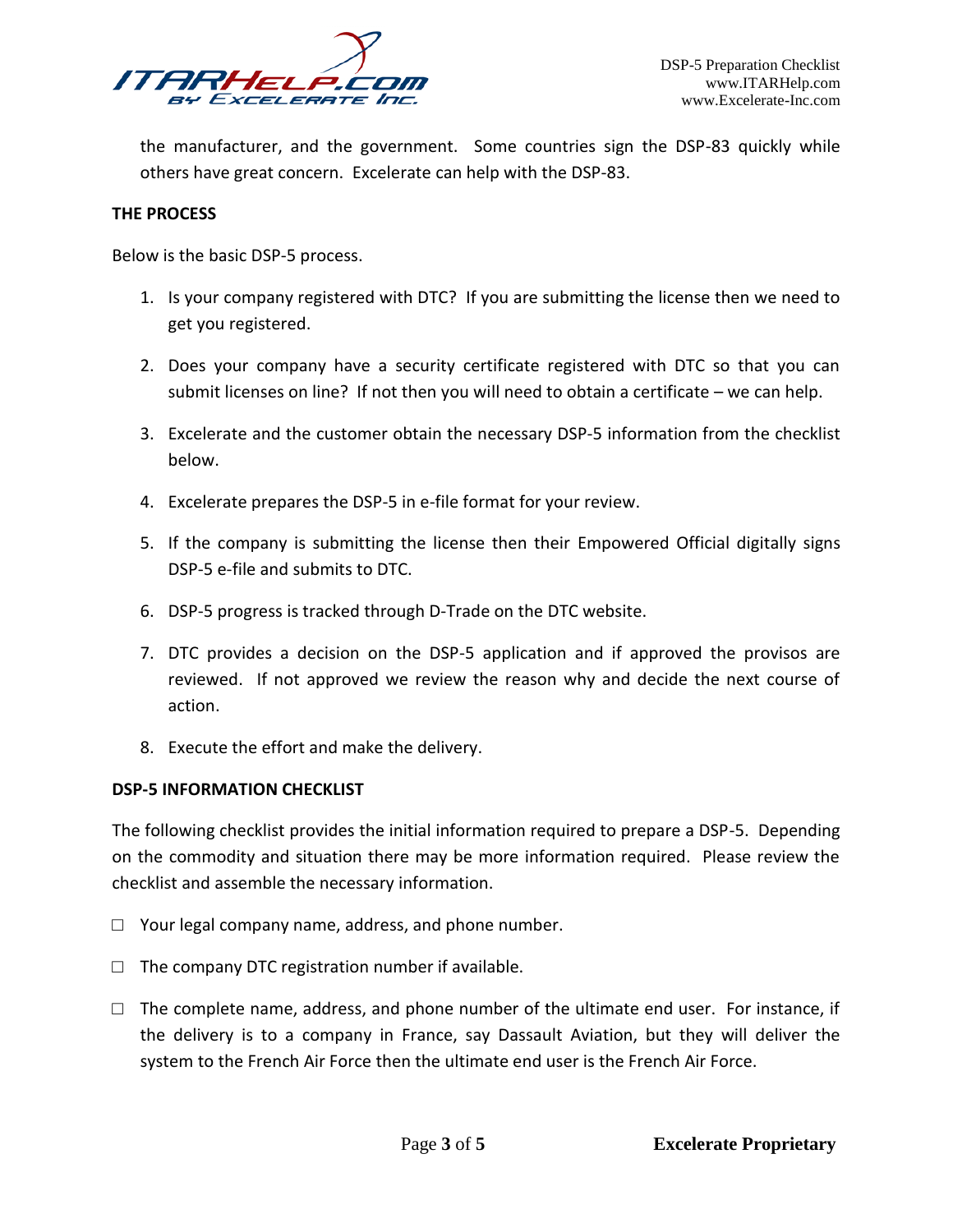the manufacturer, and the government. Some countries sign the DSP-83 quickly while others have great concern. Excelerate can help with the DSP-83.

**THE PROCESS**

Below is the basic DSP-5 process.

1. Is your company registered with DTC? If you are submitting the license then we need to get you registered.
2. Does your company have a security certificate registered with DTC so that you can submit licenses on line? If not then you will need to obtain a certificate – we can help.
3. Excelerate and the customer obtain the necessary DSP-5 information from the checklist below.
4. Excelerate prepares the DSP-5 in e-file format for your review.
5. If the company is submitting the license then their Empowered Official digitally signs DSP-5 e-file and submits to DTC.
6. DSP-5 progress is tracked through D-Trade on the DTC website.
7. DTC provides a decision on the DSP-5 application and if approved the provisos are reviewed. If not approved we review the reason why and decide the next course of action.
8. Execute the effort and make the delivery.

**DSP-5 INFORMATION CHECKLIST**

The following checklist provides the initial information required to prepare a DSP-5. Depending on the commodity and situation there may be more information required. Please review the checklist and assemble the necessary information.

- ☐ Your legal company name, address, and phone number.
- ☐ The company DTC registration number if available.
- ☐ The complete name, address, and phone number of the ultimate end user. For instance, if the delivery is to a company in France, say Dassault Aviation, but they will deliver the system to the French Air Force then the ultimate end user is the French Air Force.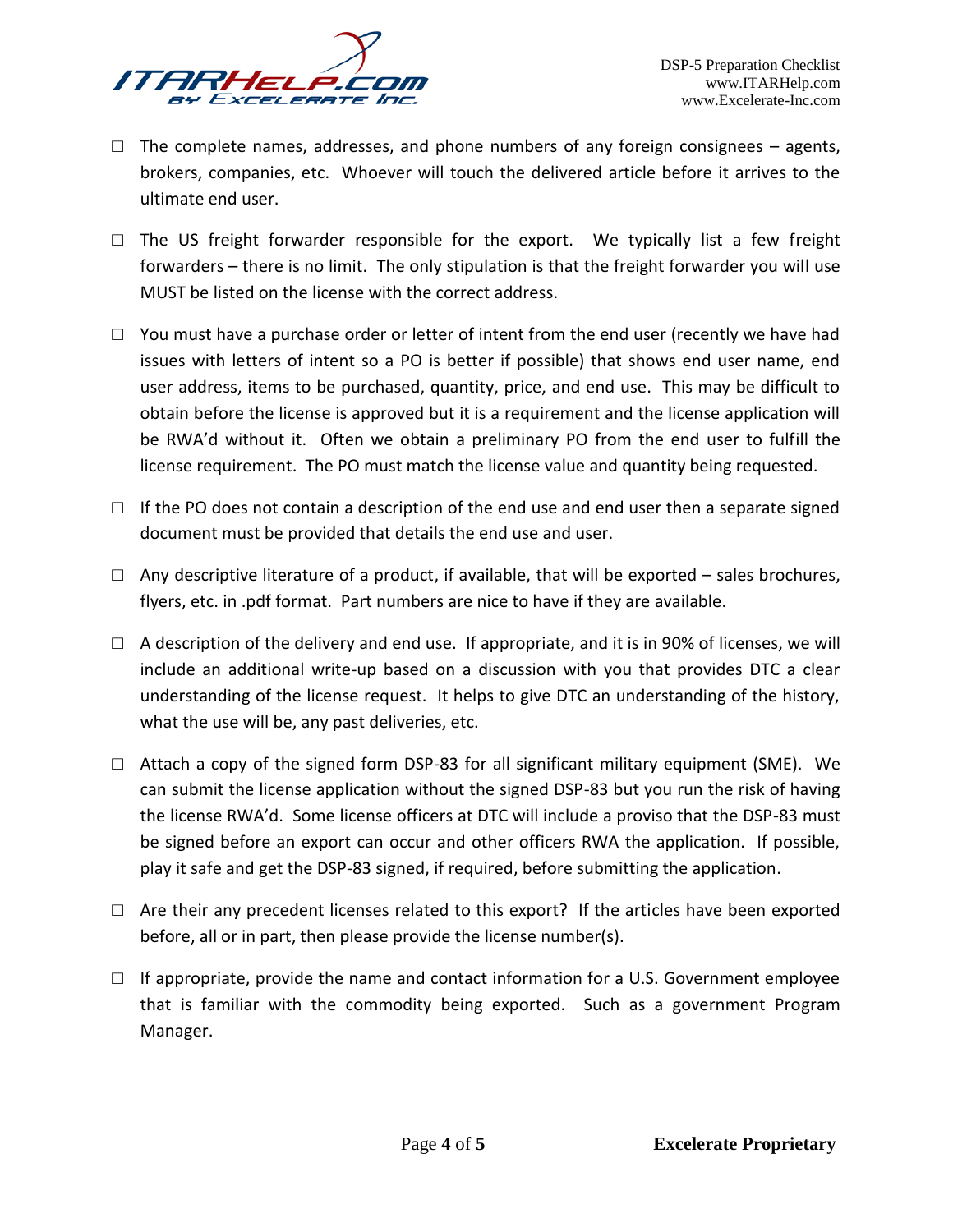- ☐ The complete names, addresses, and phone numbers of any foreign consignees – agents, brokers, companies, etc. Whoever will touch the delivered article before it arrives to the ultimate end user.

- ☐ The US freight forwarder responsible for the export. We typically list a few freight forwarders – there is no limit. The only stipulation is that the freight forwarder you will use MUST be listed on the license with the correct address.

- ☐ You must have a purchase order or letter of intent from the end user (recently we have had issues with letters of intent so a PO is better if possible) that shows end user name, end user address, items to be purchased, quantity, price, and end use. This may be difficult to obtain before the license is approved but it is a requirement and the license application will be RWA'd without it. Often we obtain a preliminary PO from the end user to fulfill the license requirement. The PO must match the license value and quantity being requested.

- ☐ If the PO does not contain a description of the end use and end user then a separate signed document must be provided that details the end use and user.

- ☐ Any descriptive literature of a product, if available, that will be exported – sales brochures, flyers, etc. in .pdf format. Part numbers are nice to have if they are available.

- ☐ A description of the delivery and end use. If appropriate, and it is in 90% of licenses, we will include an additional write-up based on a discussion with you that provides DTC a clear understanding of the license request. It helps to give DTC an understanding of the history, what the use will be, any past deliveries, etc.

- ☐ Attach a copy of the signed form DSP-83 for all significant military equipment (SME). We can submit the license application without the signed DSP-83 but you run the risk of having the license RWA'd. Some license officers at DTC will include a proviso that the DSP-83 must be signed before an export can occur and other officers RWA the application. If possible, play it safe and get the DSP-83 signed, if required, before submitting the application.

- ☐ Are their any precedent licenses related to this export? If the articles have been exported before, all or in part, then please provide the license number(s).

- ☐ If appropriate, provide the name and contact information for a U.S. Government employee that is familiar with the commodity being exported. Such as a government Program Manager.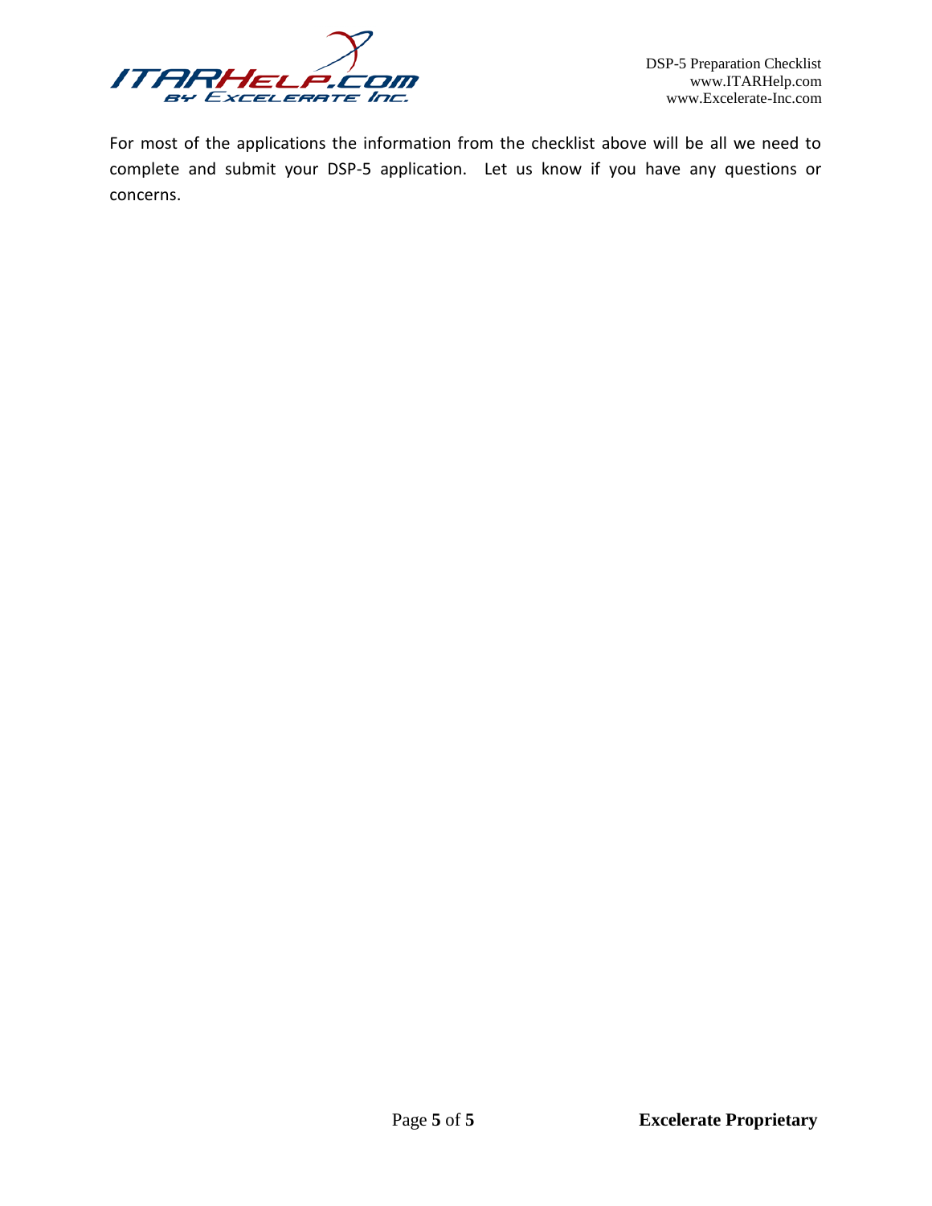For most of the applications the information from the checklist above will be all we need to complete and submit your DSP-5 application. Let us know if you have any questions or concerns.